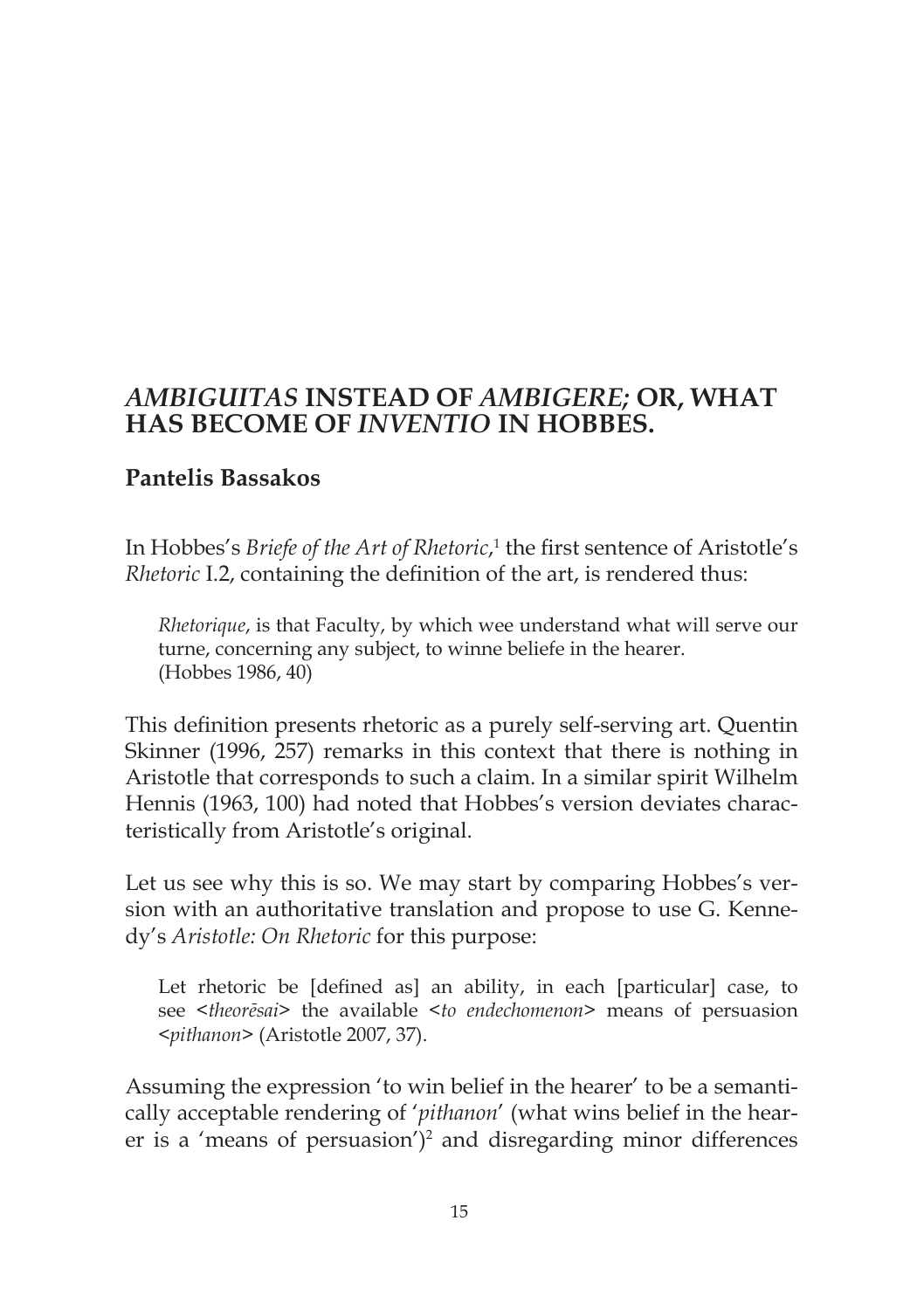# *AMBIGUITAS* INSTEAD OF *AMBIGERE;* OR, WHAT HAS BECOME OF *INVENTIO* IN HOBBES.

## Pantelis Bassakos

In Hobbes's *Briefe of the Art of Rhetoric*,[1] the first sentence of Aristotle's *Rhetoric* I.2, containing the definition of the art, is rendered thus:

> *Rhetorique*, is that Faculty, by which wee understand what will serve our turne, concerning any subject, to winne beliefe in the hearer. (Hobbes 1986, 40)

This definition presents rhetoric as a purely self-serving art. Quentin Skinner (1996, 257) remarks in this context that there is nothing in Aristotle that corresponds to such a claim. In a similar spirit Wilhelm Hennis (1963, 100) had noted that Hobbes's version deviates characteristically from Aristotle's original.

Let us see why this is so. We may start by comparing Hobbes's version with an authoritative translation and propose to use G. Kennedy's *Aristotle: On Rhetoric* for this purpose:

> Let rhetoric be [defined as] an ability, in each [particular] case, to see <*theorēsai*> the available <*to endechomenon*> means of persuasion <*pithanon*> (Aristotle 2007, 37).

Assuming the expression 'to win belief in the hearer' to be a semantically acceptable rendering of '*pithanon*' (what wins belief in the hearer is a 'means of persuasion')[2] and disregarding minor differences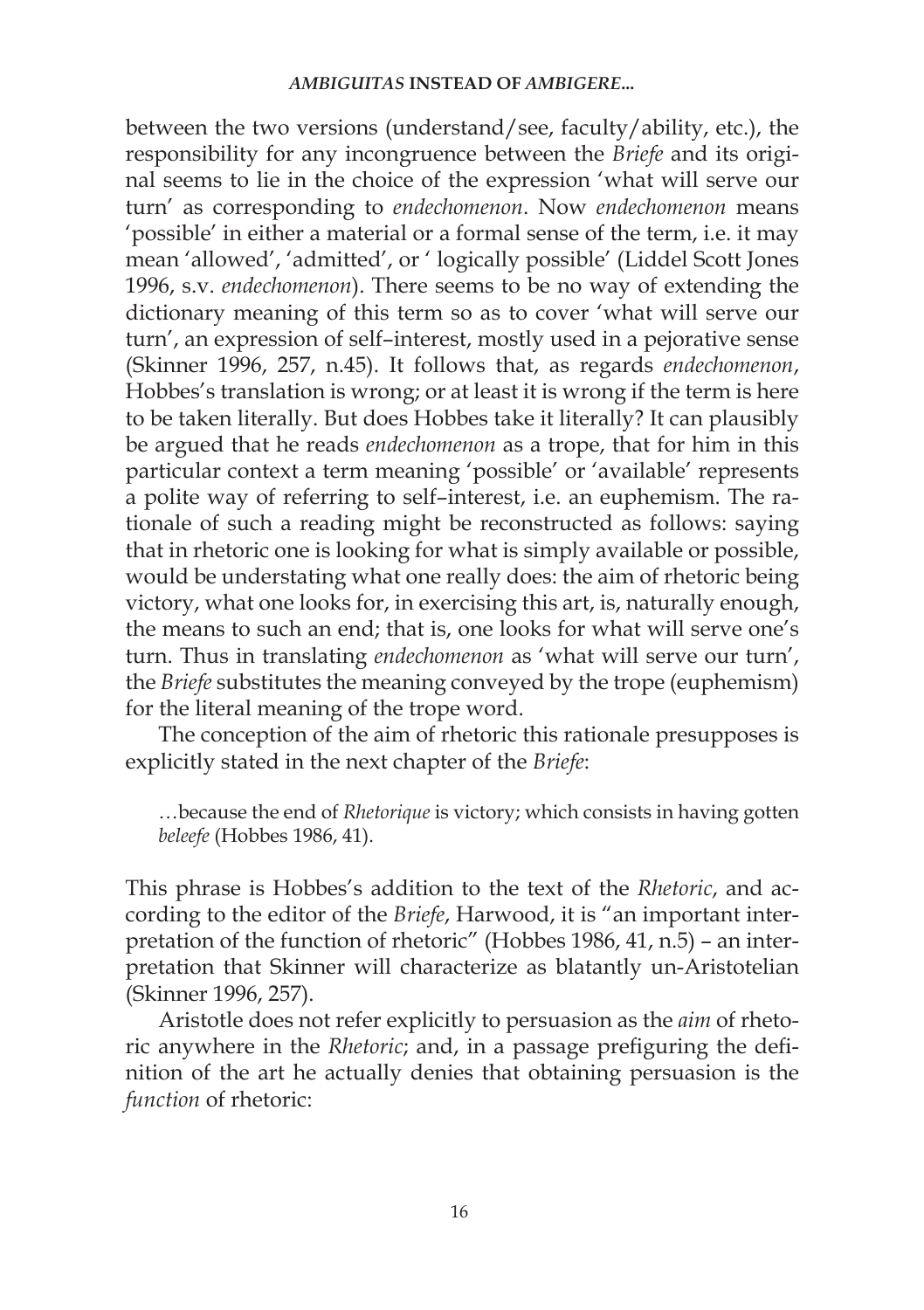between the two versions (understand/see, faculty/ability, etc.), the responsibility for any incongruence between the *Briefe* and its original seems to lie in the choice of the expression 'what will serve our turn' as corresponding to *endechomenon*. Now *endechomenon* means 'possible' in either a material or a formal sense of the term, i.e. it may mean 'allowed', 'admitted', or ' logically possible' (Liddel Scott Jones 1996, s.v. *endechomenon*). There seems to be no way of extending the dictionary meaning of this term so as to cover 'what will serve our turn', an expression of self–interest, mostly used in a pejorative sense (Skinner 1996, 257, n.45). It follows that, as regards *endechomenon*, Hobbes's translation is wrong; or at least it is wrong if the term is here to be taken literally. But does Hobbes take it literally? It can plausibly be argued that he reads *endechomenon* as a trope, that for him in this particular context a term meaning 'possible' or 'available' represents a polite way of referring to self–interest, i.e. an euphemism. The rationale of such a reading might be reconstructed as follows: saying that in rhetoric one is looking for what is simply available or possible, would be understating what one really does: the aim of rhetoric being victory, what one looks for, in exercising this art, is, naturally enough, the means to such an end; that is, one looks for what will serve one's turn. Thus in translating *endechomenon* as 'what will serve our turn', the *Briefe* substitutes the meaning conveyed by the trope (euphemism) for the literal meaning of the trope word.

The conception of the aim of rhetoric this rationale presupposes is explicitly stated in the next chapter of the *Briefe*:

> …because the end of *Rhetorique* is victory; which consists in having gotten *beleefe* (Hobbes 1986, 41).

This phrase is Hobbes's addition to the text of the *Rhetoric*, and according to the editor of the *Briefe*, Harwood, it is "an important interpretation of the function of rhetoric" (Hobbes 1986, 41, n.5) – an interpretation that Skinner will characterize as blatantly un-Aristotelian (Skinner 1996, 257).

Aristotle does not refer explicitly to persuasion as the *aim* of rhetoric anywhere in the *Rhetoric*; and, in a passage prefiguring the definition of the art he actually denies that obtaining persuasion is the *function* of rhetoric: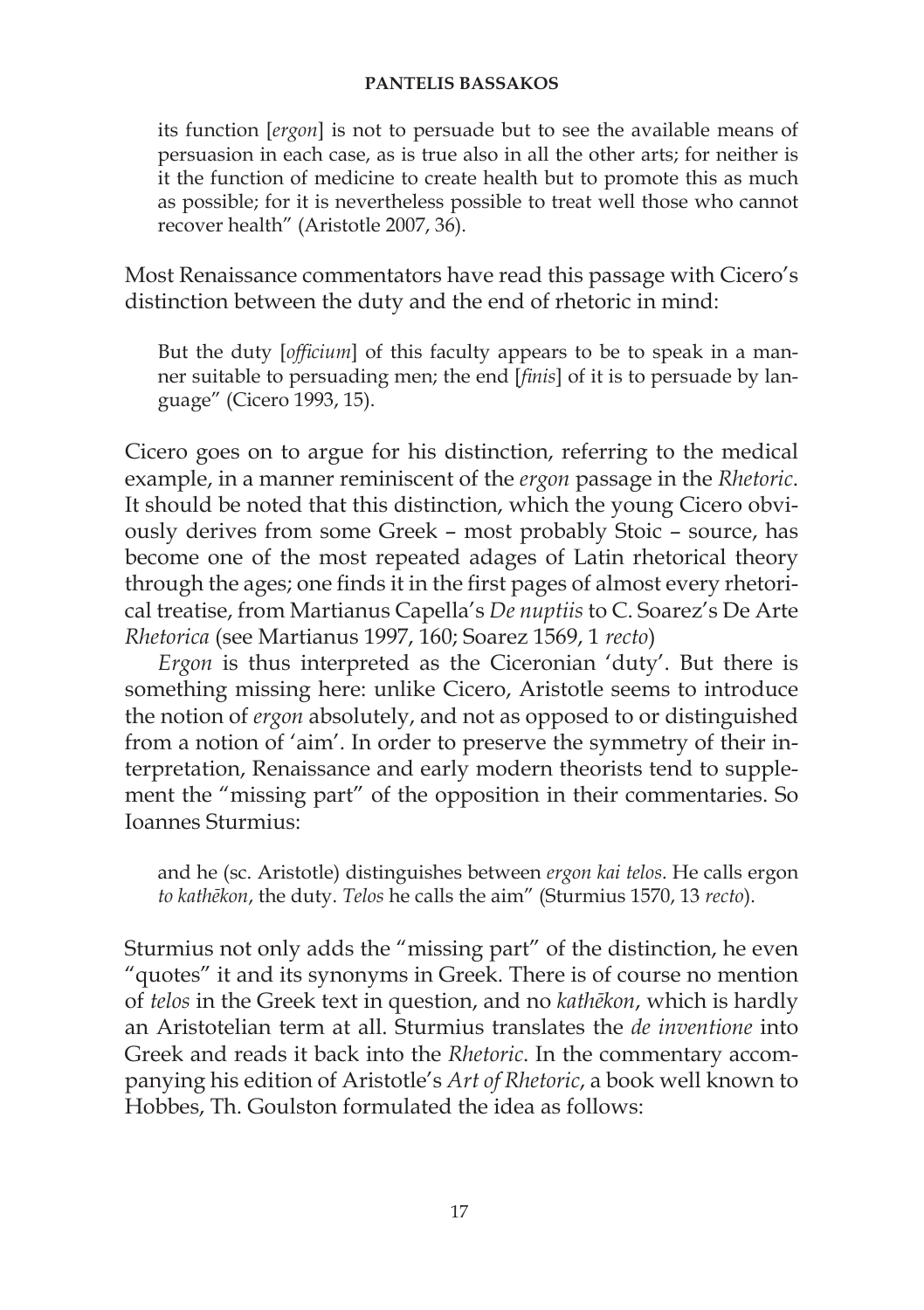> its function [*ergon*] is not to persuade but to see the available means of persuasion in each case, as is true also in all the other arts; for neither is it the function of medicine to create health but to promote this as much as possible; for it is nevertheless possible to treat well those who cannot recover health" (Aristotle 2007, 36).

Most Renaissance commentators have read this passage with Cicero's distinction between the duty and the end of rhetoric in mind:

> But the duty [*officium*] of this faculty appears to be to speak in a manner suitable to persuading men; the end [*finis*] of it is to persuade by language" (Cicero 1993, 15).

Cicero goes on to argue for his distinction, referring to the medical example, in a manner reminiscent of the *ergon* passage in the *Rhetoric*. It should be noted that this distinction, which the young Cicero obviously derives from some Greek – most probably Stoic – source, has become one of the most repeated adages of Latin rhetorical theory through the ages; one finds it in the first pages of almost every rhetorical treatise, from Martianus Capella's *De nuptiis* to C. Soarez's De Arte *Rhetorica* (see Martianus 1997, 160; Soarez 1569, 1 *recto*)

*Ergon* is thus interpreted as the Ciceronian 'duty'. But there is something missing here: unlike Cicero, Aristotle seems to introduce the notion of *ergon* absolutely, and not as opposed to or distinguished from a notion of 'aim'. In order to preserve the symmetry of their interpretation, Renaissance and early modern theorists tend to supplement the "missing part" of the opposition in their commentaries. So Ioannes Sturmius:

> and he (sc. Aristotle) distinguishes between *ergon kai telos*. He calls ergon *to kathēkon*, the duty. *Telos* he calls the aim" (Sturmius 1570, 13 *recto*).

Sturmius not only adds the "missing part" of the distinction, he even "quotes" it and its synonyms in Greek. There is of course no mention of *telos* in the Greek text in question, and no *kathēkon*, which is hardly an Aristotelian term at all. Sturmius translates the *de inventione* into Greek and reads it back into the *Rhetoric*. In the commentary accompanying his edition of Aristotle's *Art of Rhetoric*, a book well known to Hobbes, Th. Goulston formulated the idea as follows: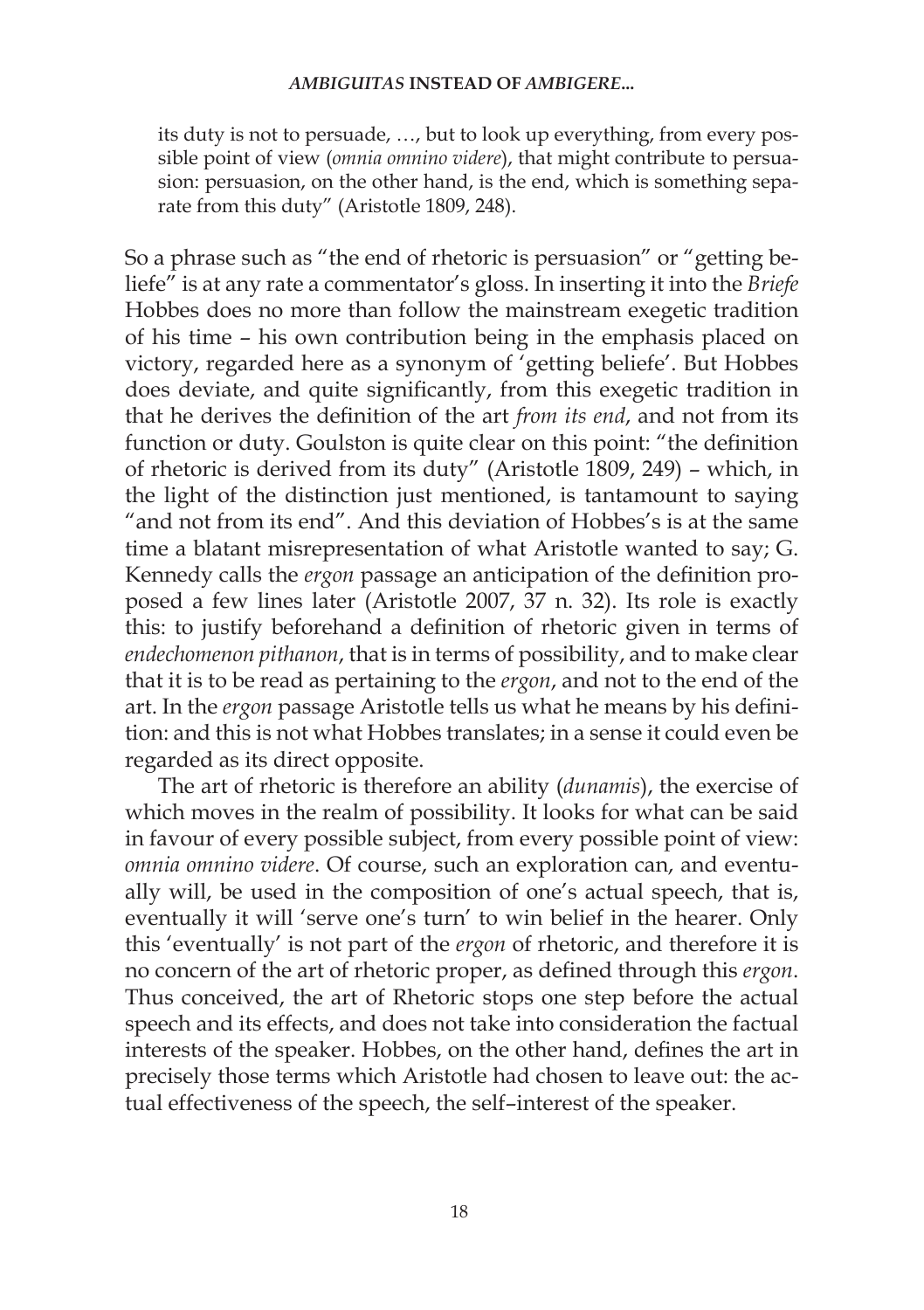> its duty is not to persuade, …, but to look up everything, from every possible point of view (*omnia omnino videre*), that might contribute to persuasion: persuasion, on the other hand, is the end, which is something separate from this duty" (Aristotle 1809, 248).

So a phrase such as "the end of rhetoric is persuasion" or "getting beliefe" is at any rate a commentator's gloss. In inserting it into the *Briefe* Hobbes does no more than follow the mainstream exegetic tradition of his time – his own contribution being in the emphasis placed on victory, regarded here as a synonym of 'getting beliefe'. But Hobbes does deviate, and quite significantly, from this exegetic tradition in that he derives the definition of the art *from its end*, and not from its function or duty. Goulston is quite clear on this point: "the definition of rhetoric is derived from its duty" (Aristotle 1809, 249) – which, in the light of the distinction just mentioned, is tantamount to saying "and not from its end". And this deviation of Hobbes's is at the same time a blatant misrepresentation of what Aristotle wanted to say; G. Kennedy calls the *ergon* passage an anticipation of the definition proposed a few lines later (Aristotle 2007, 37 n. 32). Its role is exactly this: to justify beforehand a definition of rhetoric given in terms of *endechomenon pithanon*, that is in terms of possibility, and to make clear that it is to be read as pertaining to the *ergon*, and not to the end of the art. In the *ergon* passage Aristotle tells us what he means by his definition: and this is not what Hobbes translates; in a sense it could even be regarded as its direct opposite.

The art of rhetoric is therefore an ability (*dunamis*), the exercise of which moves in the realm of possibility. It looks for what can be said in favour of every possible subject, from every possible point of view: *omnia omnino videre*. Of course, such an exploration can, and eventually will, be used in the composition of one's actual speech, that is, eventually it will 'serve one's turn' to win belief in the hearer. Only this 'eventually' is not part of the *ergon* of rhetoric, and therefore it is no concern of the art of rhetoric proper, as defined through this *ergon*. Thus conceived, the art of Rhetoric stops one step before the actual speech and its effects, and does not take into consideration the factual interests of the speaker. Hobbes, on the other hand, defines the art in precisely those terms which Aristotle had chosen to leave out: the actual effectiveness of the speech, the self–interest of the speaker.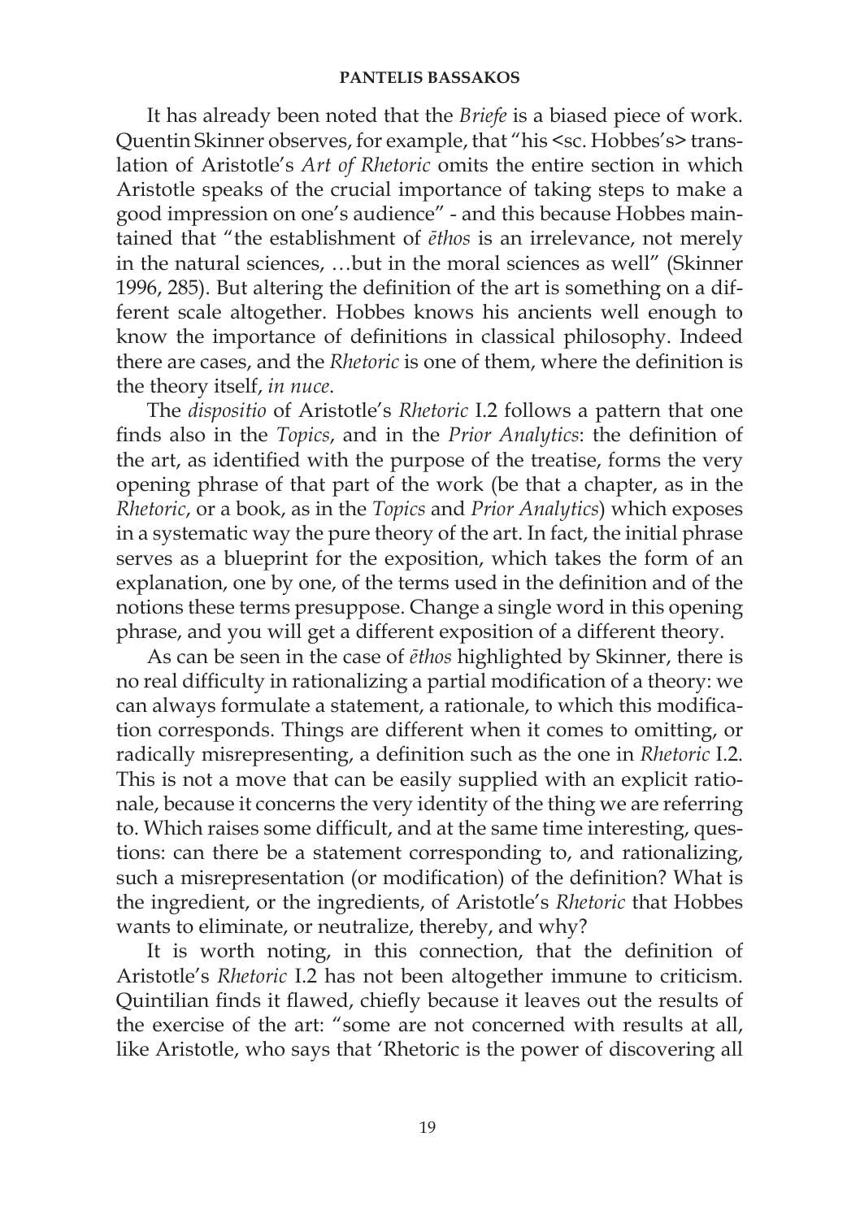It has already been noted that the *Briefe* is a biased piece of work. Quentin Skinner observes, for example, that "his <sc. Hobbes's> translation of Aristotle's *Art of Rhetoric* omits the entire section in which Aristotle speaks of the crucial importance of taking steps to make a good impression on one's audience" - and this because Hobbes maintained that "the establishment of *ēthos* is an irrelevance, not merely in the natural sciences, …but in the moral sciences as well" (Skinner 1996, 285). But altering the definition of the art is something on a different scale altogether. Hobbes knows his ancients well enough to know the importance of definitions in classical philosophy. Indeed there are cases, and the *Rhetoric* is one of them, where the definition is the theory itself, *in nuce*.

The *dispositio* of Aristotle's *Rhetoric* I.2 follows a pattern that one finds also in the *Topics*, and in the *Prior Analytics*: the definition of the art, as identified with the purpose of the treatise, forms the very opening phrase of that part of the work (be that a chapter, as in the *Rhetoric*, or a book, as in the *Topics* and *Prior Analytics*) which exposes in a systematic way the pure theory of the art. In fact, the initial phrase serves as a blueprint for the exposition, which takes the form of an explanation, one by one, of the terms used in the definition and of the notions these terms presuppose. Change a single word in this opening phrase, and you will get a different exposition of a different theory.

As can be seen in the case of *ēthos* highlighted by Skinner, there is no real difficulty in rationalizing a partial modification of a theory: we can always formulate a statement, a rationale, to which this modification corresponds. Things are different when it comes to omitting, or radically misrepresenting, a definition such as the one in *Rhetoric* I.2. This is not a move that can be easily supplied with an explicit rationale, because it concerns the very identity of the thing we are referring to. Which raises some difficult, and at the same time interesting, questions: can there be a statement corresponding to, and rationalizing, such a misrepresentation (or modification) of the definition? What is the ingredient, or the ingredients, of Aristotle's *Rhetoric* that Hobbes wants to eliminate, or neutralize, thereby, and why?

It is worth noting, in this connection, that the definition of Aristotle's *Rhetoric* I.2 has not been altogether immune to criticism. Quintilian finds it flawed, chiefly because it leaves out the results of the exercise of the art: "some are not concerned with results at all, like Aristotle, who says that 'Rhetoric is the power of discovering all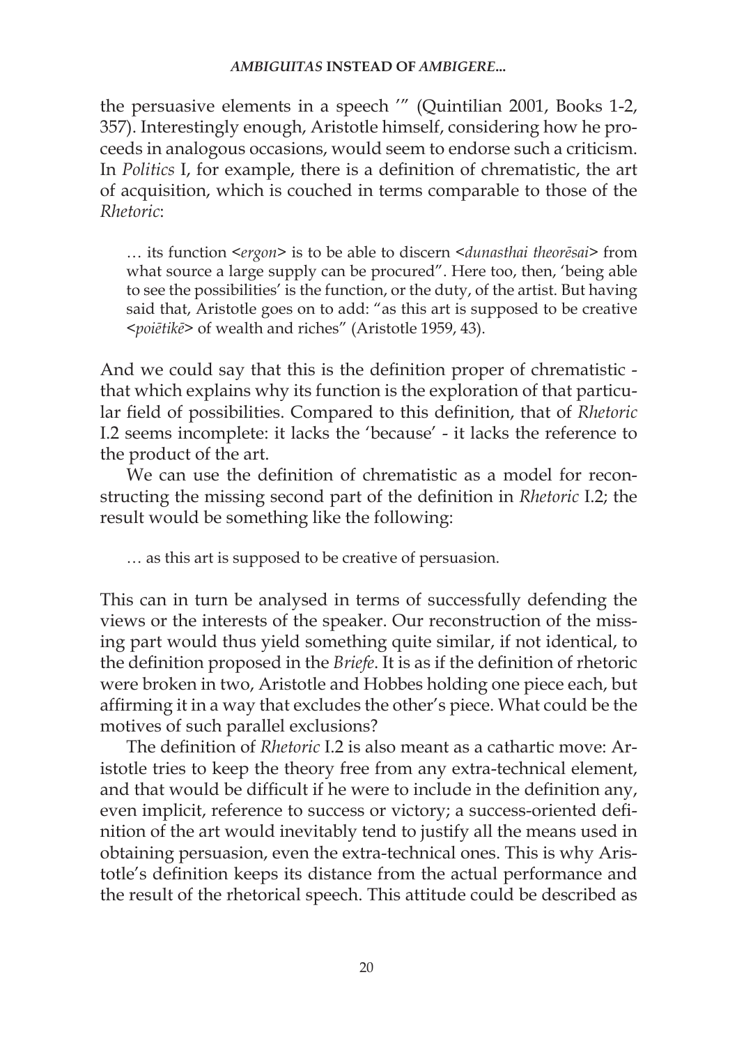the persuasive elements in a speech '" (Quintilian 2001, Books 1-2, 357). Interestingly enough, Aristotle himself, considering how he proceeds in analogous occasions, would seem to endorse such a criticism. In *Politics* I, for example, there is a definition of chrematistic, the art of acquisition, which is couched in terms comparable to those of the *Rhetoric*:

> … its function <*ergon*> is to be able to discern <*dunasthai theorēsai*> from what source a large supply can be procured". Here too, then, 'being able to see the possibilities' is the function, or the duty, of the artist. But having said that, Aristotle goes on to add: "as this art is supposed to be creative <*poiētikē*> of wealth and riches" (Aristotle 1959, 43).

And we could say that this is the definition proper of chrematistic - that which explains why its function is the exploration of that particular field of possibilities. Compared to this definition, that of *Rhetoric* I.2 seems incomplete: it lacks the 'because' - it lacks the reference to the product of the art.

We can use the definition of chrematistic as a model for reconstructing the missing second part of the definition in *Rhetoric* I.2; the result would be something like the following:

> … as this art is supposed to be creative of persuasion.

This can in turn be analysed in terms of successfully defending the views or the interests of the speaker. Our reconstruction of the missing part would thus yield something quite similar, if not identical, to the definition proposed in the *Briefe*. It is as if the definition of rhetoric were broken in two, Aristotle and Hobbes holding one piece each, but affirming it in a way that excludes the other's piece. What could be the motives of such parallel exclusions?

The definition of *Rhetoric* I.2 is also meant as a cathartic move: Aristotle tries to keep the theory free from any extra-technical element, and that would be difficult if he were to include in the definition any, even implicit, reference to success or victory; a success-oriented definition of the art would inevitably tend to justify all the means used in obtaining persuasion, even the extra-technical ones. This is why Aristotle's definition keeps its distance from the actual performance and the result of the rhetorical speech. This attitude could be described as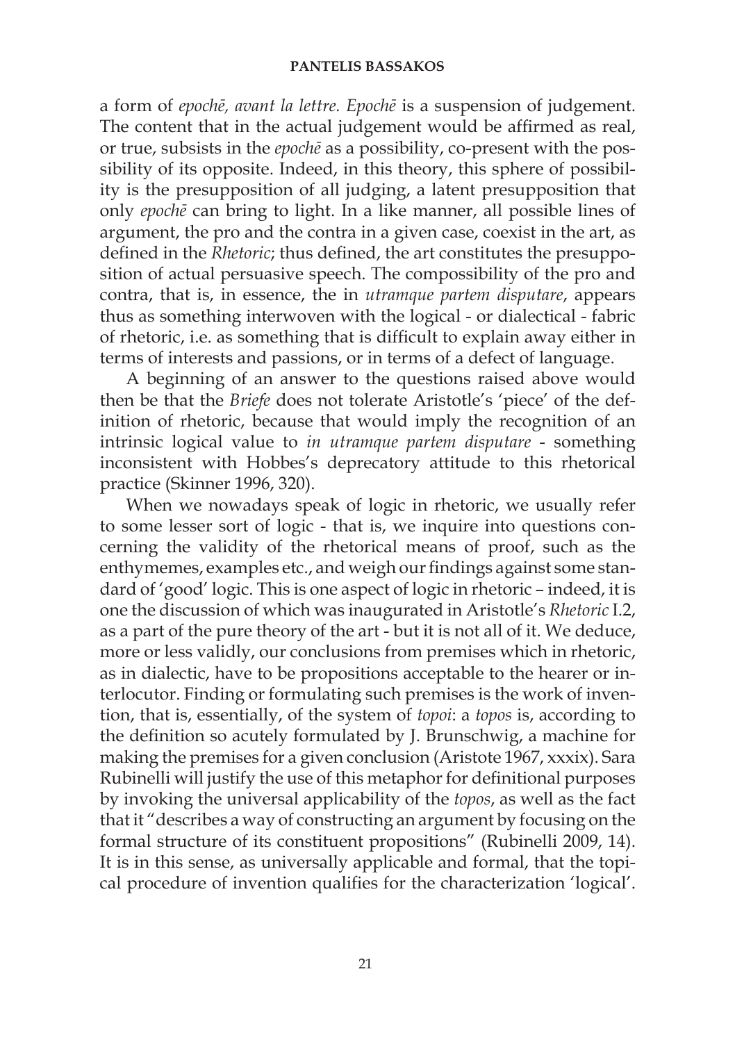a form of *epochē, avant la lettre. Epochē* is a suspension of judgement. The content that in the actual judgement would be affirmed as real, or true, subsists in the *epochē* as a possibility, co-present with the possibility of its opposite. Indeed, in this theory, this sphere of possibility is the presupposition of all judging, a latent presupposition that only *epochē* can bring to light. In a like manner, all possible lines of argument, the pro and the contra in a given case, coexist in the art, as defined in the *Rhetoric*; thus defined, the art constitutes the presupposition of actual persuasive speech. The compossibility of the pro and contra, that is, in essence, the in *utramque partem disputare*, appears thus as something interwoven with the logical - or dialectical - fabric of rhetoric, i.e. as something that is difficult to explain away either in terms of interests and passions, or in terms of a defect of language.

A beginning of an answer to the questions raised above would then be that the *Briefe* does not tolerate Aristotle's 'piece' of the definition of rhetoric, because that would imply the recognition of an intrinsic logical value to *in utramque partem disputare* - something inconsistent with Hobbes's deprecatory attitude to this rhetorical practice (Skinner 1996, 320).

When we nowadays speak of logic in rhetoric, we usually refer to some lesser sort of logic - that is, we inquire into questions concerning the validity of the rhetorical means of proof, such as the enthymemes, examples etc., and weigh our findings against some standard of 'good' logic. This is one aspect of logic in rhetoric – indeed, it is one the discussion of which was inaugurated in Aristotle's *Rhetoric* I.2, as a part of the pure theory of the art - but it is not all of it. We deduce, more or less validly, our conclusions from premises which in rhetoric, as in dialectic, have to be propositions acceptable to the hearer or interlocutor. Finding or formulating such premises is the work of invention, that is, essentially, of the system of *topoi*: a *topos* is, according to the definition so acutely formulated by J. Brunschwig, a machine for making the premises for a given conclusion (Aristote 1967, xxxix). Sara Rubinelli will justify the use of this metaphor for definitional purposes by invoking the universal applicability of the *topos*, as well as the fact that it "describes a way of constructing an argument by focusing on the formal structure of its constituent propositions" (Rubinelli 2009, 14). It is in this sense, as universally applicable and formal, that the topical procedure of invention qualifies for the characterization 'logical'.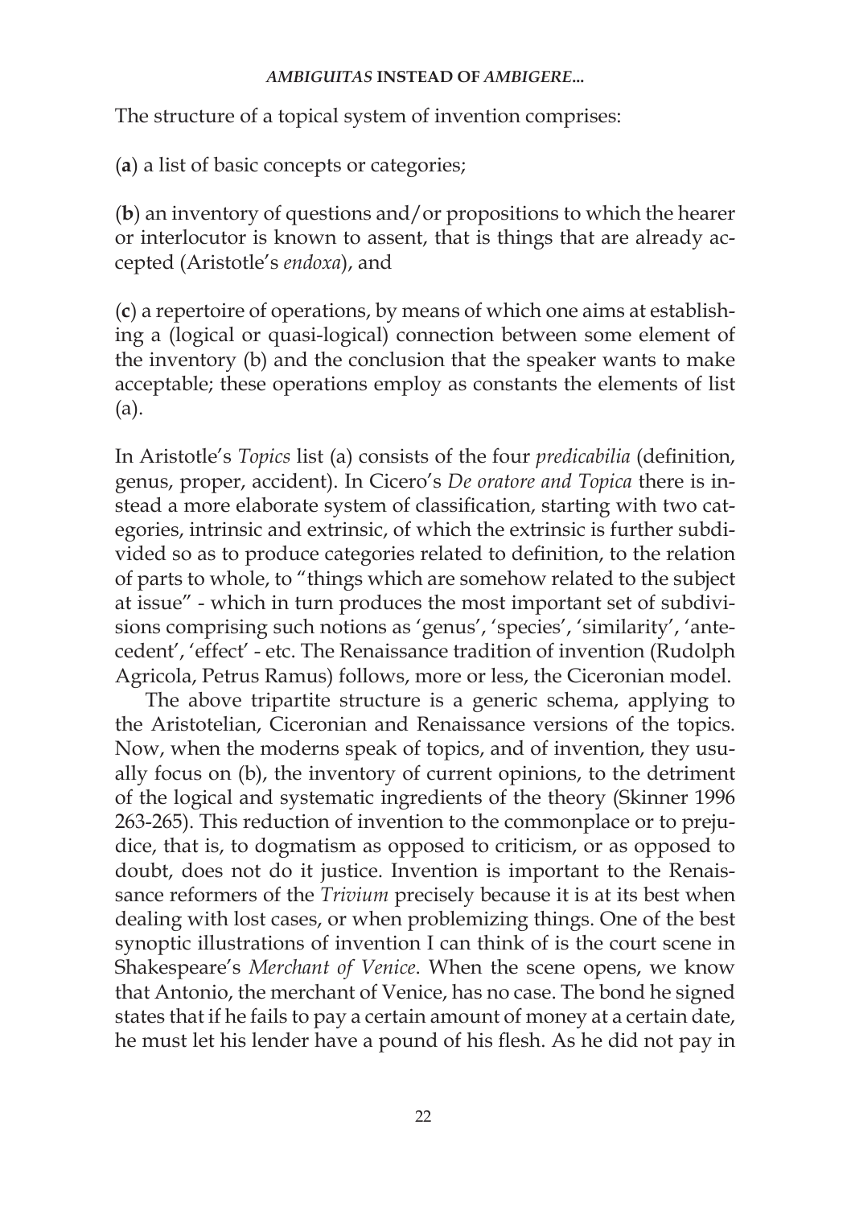The structure of a topical system of invention comprises:

(**a**) a list of basic concepts or categories;

(**b**) an inventory of questions and/or propositions to which the hearer or interlocutor is known to assent, that is things that are already accepted (Aristotle's *endoxa*), and

(**c**) a repertoire of operations, by means of which one aims at establishing a (logical or quasi-logical) connection between some element of the inventory (b) and the conclusion that the speaker wants to make acceptable; these operations employ as constants the elements of list (a).

In Aristotle's *Topics* list (a) consists of the four *predicabilia* (definition, genus, proper, accident). In Cicero's *De oratore and Topica* there is instead a more elaborate system of classification, starting with two categories, intrinsic and extrinsic, of which the extrinsic is further subdivided so as to produce categories related to definition, to the relation of parts to whole, to "things which are somehow related to the subject at issue" - which in turn produces the most important set of subdivisions comprising such notions as 'genus', 'species', 'similarity', 'antecedent', 'effect' - etc. The Renaissance tradition of invention (Rudolph Agricola, Petrus Ramus) follows, more or less, the Ciceronian model.

The above tripartite structure is a generic schema, applying to the Aristotelian, Ciceronian and Renaissance versions of the topics. Now, when the moderns speak of topics, and of invention, they usually focus on (b), the inventory of current opinions, to the detriment of the logical and systematic ingredients of the theory (Skinner 1996 263-265). This reduction of invention to the commonplace or to prejudice, that is, to dogmatism as opposed to criticism, or as opposed to doubt, does not do it justice. Invention is important to the Renaissance reformers of the *Trivium* precisely because it is at its best when dealing with lost cases, or when problemizing things. One of the best synoptic illustrations of invention I can think of is the court scene in Shakespeare's *Merchant of Venice*. When the scene opens, we know that Antonio, the merchant of Venice, has no case. The bond he signed states that if he fails to pay a certain amount of money at a certain date, he must let his lender have a pound of his flesh. As he did not pay in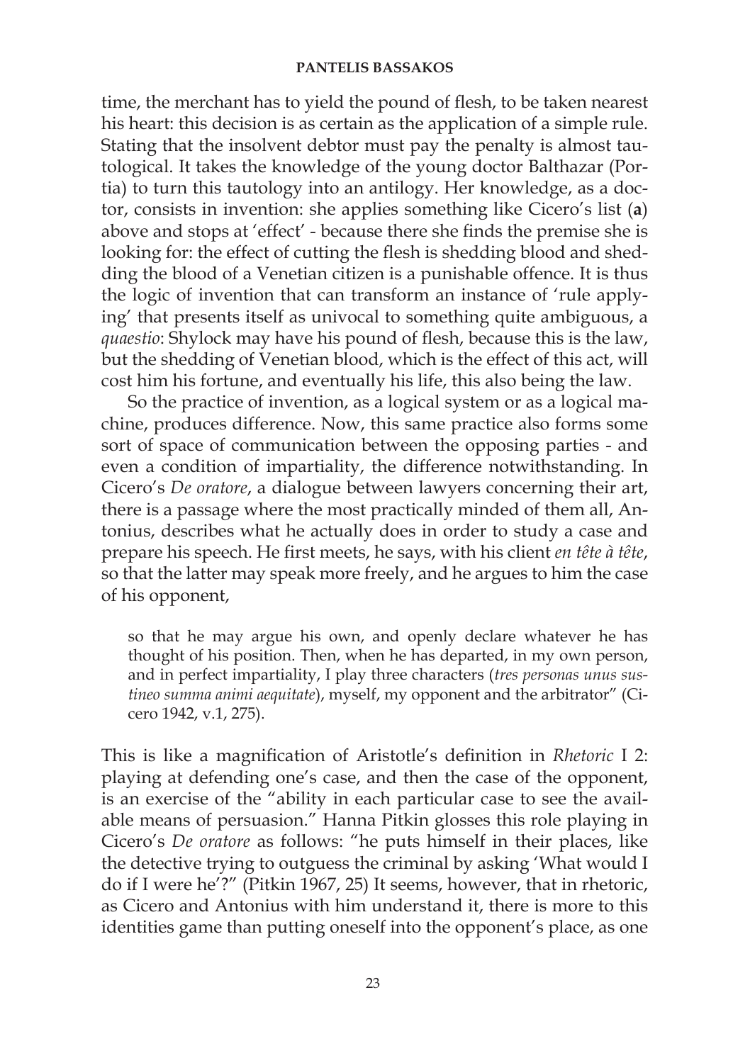time, the merchant has to yield the pound of flesh, to be taken nearest his heart: this decision is as certain as the application of a simple rule. Stating that the insolvent debtor must pay the penalty is almost tautological. It takes the knowledge of the young doctor Balthazar (Portia) to turn this tautology into an antilogy. Her knowledge, as a doctor, consists in invention: she applies something like Cicero's list (**a**) above and stops at 'effect' - because there she finds the premise she is looking for: the effect of cutting the flesh is shedding blood and shedding the blood of a Venetian citizen is a punishable offence. It is thus the logic of invention that can transform an instance of 'rule applying' that presents itself as univocal to something quite ambiguous, a *quaestio*: Shylock may have his pound of flesh, because this is the law, but the shedding of Venetian blood, which is the effect of this act, will cost him his fortune, and eventually his life, this also being the law.

So the practice of invention, as a logical system or as a logical machine, produces difference. Now, this same practice also forms some sort of space of communication between the opposing parties - and even a condition of impartiality, the difference notwithstanding. In Cicero's *De oratore*, a dialogue between lawyers concerning their art, there is a passage where the most practically minded of them all, Antonius, describes what he actually does in order to study a case and prepare his speech. He first meets, he says, with his client *en tête à tête*, so that the latter may speak more freely, and he argues to him the case of his opponent,

> so that he may argue his own, and openly declare whatever he has thought of his position. Then, when he has departed, in my own person, and in perfect impartiality, I play three characters (*tres personas unus sustineo summa animi aequitate*), myself, my opponent and the arbitrator" (Cicero 1942, v.1, 275).

This is like a magnification of Aristotle's definition in *Rhetoric* I 2: playing at defending one's case, and then the case of the opponent, is an exercise of the "ability in each particular case to see the available means of persuasion." Hanna Pitkin glosses this role playing in Cicero's *De oratore* as follows: "he puts himself in their places, like the detective trying to outguess the criminal by asking 'What would I do if I were he'?" (Pitkin 1967, 25) It seems, however, that in rhetoric, as Cicero and Antonius with him understand it, there is more to this identities game than putting oneself into the opponent's place, as one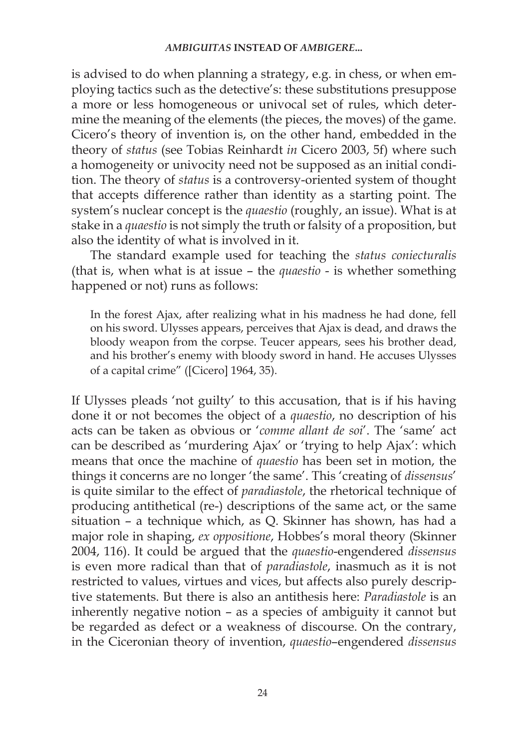is advised to do when planning a strategy, e.g. in chess, or when employing tactics such as the detective's: these substitutions presuppose a more or less homogeneous or univocal set of rules, which determine the meaning of the elements (the pieces, the moves) of the game. Cicero's theory of invention is, on the other hand, embedded in the theory of *status* (see Tobias Reinhardt *in* Cicero 2003, 5f) where such a homogeneity or univocity need not be supposed as an initial condition. The theory of *status* is a controversy-oriented system of thought that accepts difference rather than identity as a starting point. The system's nuclear concept is the *quaestio* (roughly, an issue). What is at stake in a *quaestio* is not simply the truth or falsity of a proposition, but also the identity of what is involved in it.

The standard example used for teaching the *status coniecturalis* (that is, when what is at issue – the *quaestio* - is whether something happened or not) runs as follows:

> In the forest Ajax, after realizing what in his madness he had done, fell on his sword. Ulysses appears, perceives that Ajax is dead, and draws the bloody weapon from the corpse. Teucer appears, sees his brother dead, and his brother's enemy with bloody sword in hand. He accuses Ulysses of a capital crime" ([Cicero] 1964, 35).

If Ulysses pleads 'not guilty' to this accusation, that is if his having done it or not becomes the object of a *quaestio*, no description of his acts can be taken as obvious or '*comme allant de soi*'. The 'same' act can be described as 'murdering Ajax' or 'trying to help Ajax': which means that once the machine of *quaestio* has been set in motion, the things it concerns are no longer 'the same'. This 'creating of *dissensus*' is quite similar to the effect of *paradiastole*, the rhetorical technique of producing antithetical (re-) descriptions of the same act, or the same situation – a technique which, as Q. Skinner has shown, has had a major role in shaping, *ex oppositione*, Hobbes's moral theory (Skinner 2004, 116). It could be argued that the *quaestio*-engendered *dissensus* is even more radical than that of *paradiastole*, inasmuch as it is not restricted to values, virtues and vices, but affects also purely descriptive statements. But there is also an antithesis here: *Paradiastole* is an inherently negative notion – as a species of ambiguity it cannot but be regarded as defect or a weakness of discourse. On the contrary, in the Ciceronian theory of invention, *quaestio*–engendered *dissensus*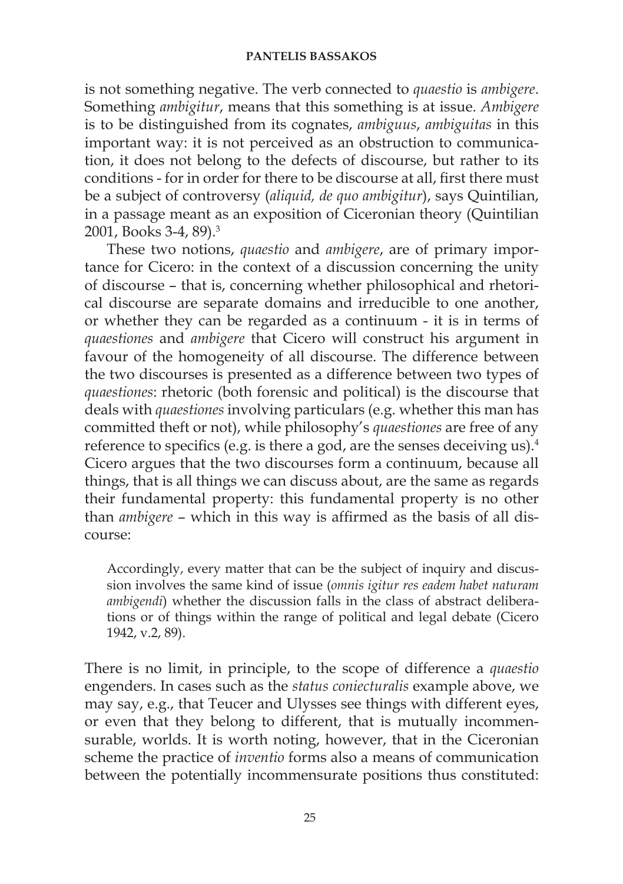is not something negative. The verb connected to *quaestio* is *ambigere*. Something *ambigitur*, means that this something is at issue. *Ambigere* is to be distinguished from its cognates, *ambiguus*, *ambiguitas* in this important way: it is not perceived as an obstruction to communication, it does not belong to the defects of discourse, but rather to its conditions - for in order for there to be discourse at all, first there must be a subject of controversy (*aliquid, de quo ambigitur*), says Quintilian, in a passage meant as an exposition of Ciceronian theory (Quintilian 2001, Books 3-4, 89).[3]

These two notions, *quaestio* and *ambigere*, are of primary importance for Cicero: in the context of a discussion concerning the unity of discourse – that is, concerning whether philosophical and rhetorical discourse are separate domains and irreducible to one another, or whether they can be regarded as a continuum - it is in terms of *quaestiones* and *ambigere* that Cicero will construct his argument in favour of the homogeneity of all discourse. The difference between the two discourses is presented as a difference between two types of *quaestiones*: rhetoric (both forensic and political) is the discourse that deals with *quaestiones* involving particulars (e.g. whether this man has committed theft or not), while philosophy's *quaestiones* are free of any reference to specifics (e.g. is there a god, are the senses deceiving us).[4] Cicero argues that the two discourses form a continuum, because all things, that is all things we can discuss about, are the same as regards their fundamental property: this fundamental property is no other than *ambigere* – which in this way is affirmed as the basis of all discourse:

> Accordingly, every matter that can be the subject of inquiry and discussion involves the same kind of issue (*omnis igitur res eadem habet naturam ambigendi*) whether the discussion falls in the class of abstract deliberations or of things within the range of political and legal debate (Cicero 1942, v.2, 89).

There is no limit, in principle, to the scope of difference a *quaestio* engenders. In cases such as the *status coniecturalis* example above, we may say, e.g., that Teucer and Ulysses see things with different eyes, or even that they belong to different, that is mutually incommensurable, worlds. It is worth noting, however, that in the Ciceronian scheme the practice of *inventio* forms also a means of communication between the potentially incommensurate positions thus constituted: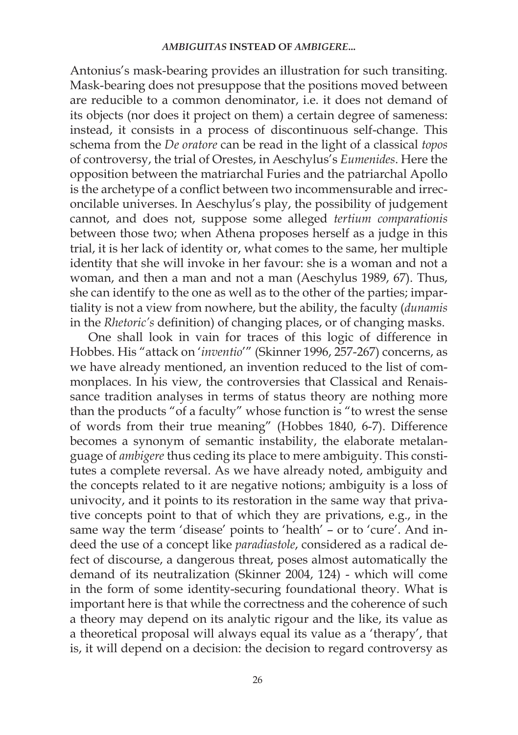Antonius's mask-bearing provides an illustration for such transiting. Mask-bearing does not presuppose that the positions moved between are reducible to a common denominator, i.e. it does not demand of its objects (nor does it project on them) a certain degree of sameness: instead, it consists in a process of discontinuous self-change. This schema from the *De oratore* can be read in the light of a classical *topos* of controversy, the trial of Orestes, in Aeschylus's *Eumenides*. Here the opposition between the matriarchal Furies and the patriarchal Apollo is the archetype of a conflict between two incommensurable and irreconcilable universes. In Aeschylus's play, the possibility of judgement cannot, and does not, suppose some alleged *tertium comparationis* between those two; when Athena proposes herself as a judge in this trial, it is her lack of identity or, what comes to the same, her multiple identity that she will invoke in her favour: she is a woman and not a woman, and then a man and not a man (Aeschylus 1989, 67). Thus, she can identify to the one as well as to the other of the parties; impartiality is not a view from nowhere, but the ability, the faculty (*dunamis* in the *Rhetoric's* definition) of changing places, or of changing masks.

One shall look in vain for traces of this logic of difference in Hobbes. His "attack on '*inventio*'" (Skinner 1996, 257-267) concerns, as we have already mentioned, an invention reduced to the list of commonplaces. In his view, the controversies that Classical and Renaissance tradition analyses in terms of status theory are nothing more than the products "of a faculty" whose function is "to wrest the sense of words from their true meaning" (Hobbes 1840, 6-7). Difference becomes a synonym of semantic instability, the elaborate metalanguage of *ambigere* thus ceding its place to mere ambiguity. This constitutes a complete reversal. As we have already noted, ambiguity and the concepts related to it are negative notions; ambiguity is a loss of univocity, and it points to its restoration in the same way that privative concepts point to that of which they are privations, e.g., in the same way the term 'disease' points to 'health' – or to 'cure'. And indeed the use of a concept like *paradiastole*, considered as a radical defect of discourse, a dangerous threat, poses almost automatically the demand of its neutralization (Skinner 2004, 124) - which will come in the form of some identity-securing foundational theory. What is important here is that while the correctness and the coherence of such a theory may depend on its analytic rigour and the like, its value as a theoretical proposal will always equal its value as a 'therapy', that is, it will depend on a decision: the decision to regard controversy as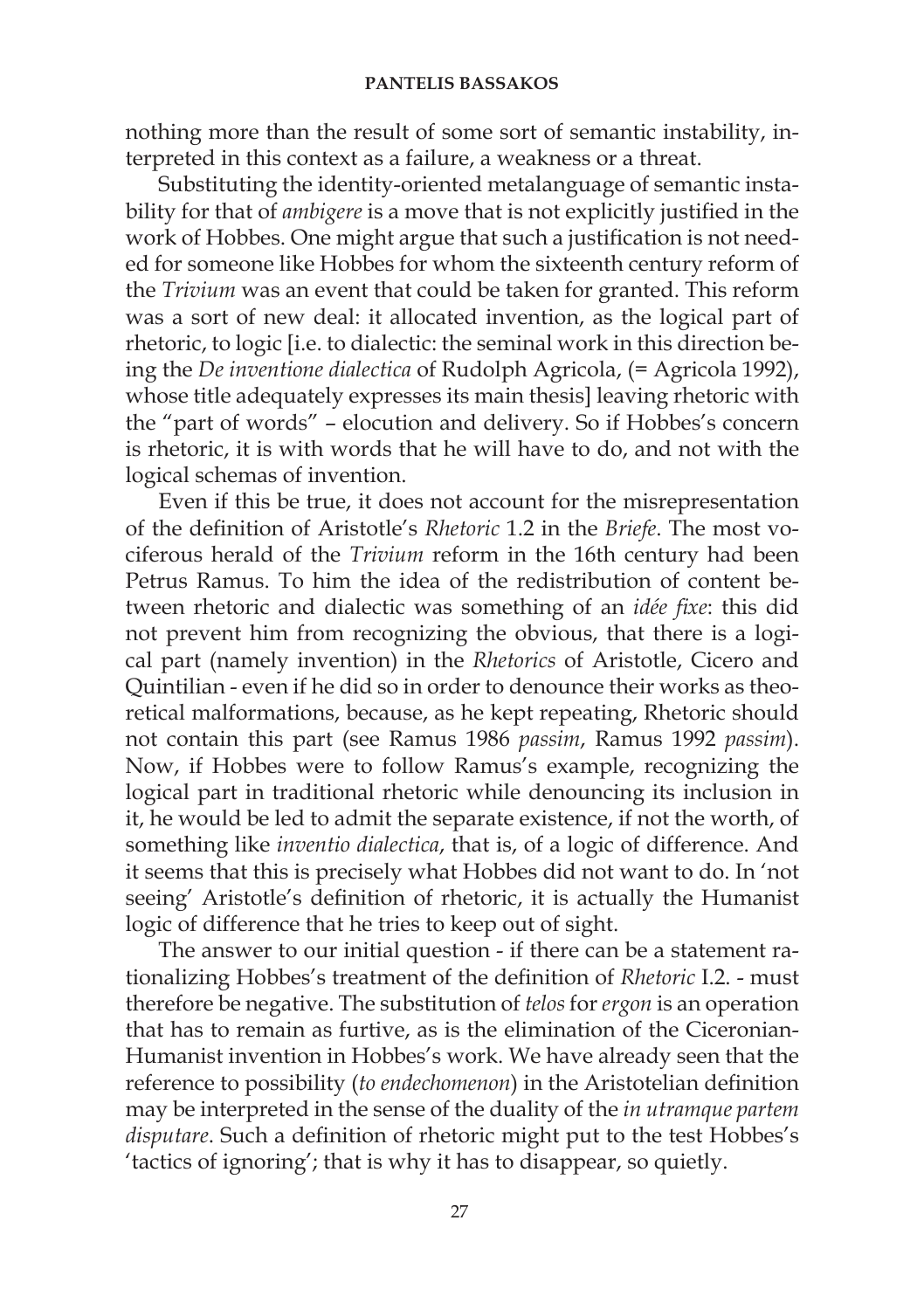nothing more than the result of some sort of semantic instability, interpreted in this context as a failure, a weakness or a threat.

Substituting the identity-oriented metalanguage of semantic instability for that of *ambigere* is a move that is not explicitly justified in the work of Hobbes. One might argue that such a justification is not needed for someone like Hobbes for whom the sixteenth century reform of the *Trivium* was an event that could be taken for granted. This reform was a sort of new deal: it allocated invention, as the logical part of rhetoric, to logic [i.e. to dialectic: the seminal work in this direction being the *De inventione dialectica* of Rudolph Agricola, (= Agricola 1992), whose title adequately expresses its main thesis] leaving rhetoric with the "part of words" – elocution and delivery. So if Hobbes's concern is rhetoric, it is with words that he will have to do, and not with the logical schemas of invention.

Even if this be true, it does not account for the misrepresentation of the definition of Aristotle's *Rhetoric* 1.2 in the *Briefe*. The most vociferous herald of the *Trivium* reform in the 16th century had been Petrus Ramus. To him the idea of the redistribution of content between rhetoric and dialectic was something of an *idée fixe*: this did not prevent him from recognizing the obvious, that there is a logical part (namely invention) in the *Rhetorics* of Aristotle, Cicero and Quintilian - even if he did so in order to denounce their works as theoretical malformations, because, as he kept repeating, Rhetoric should not contain this part (see Ramus 1986 *passim*, Ramus 1992 *passim*). Now, if Hobbes were to follow Ramus's example, recognizing the logical part in traditional rhetoric while denouncing its inclusion in it, he would be led to admit the separate existence, if not the worth, of something like *inventio dialectica*, that is, of a logic of difference. And it seems that this is precisely what Hobbes did not want to do. In 'not seeing' Aristotle's definition of rhetoric, it is actually the Humanist logic of difference that he tries to keep out of sight.

The answer to our initial question - if there can be a statement rationalizing Hobbes's treatment of the definition of *Rhetoric* I.2. - must therefore be negative. The substitution of *telos* for *ergon* is an operation that has to remain as furtive, as is the elimination of the Ciceronian-Humanist invention in Hobbes's work. We have already seen that the reference to possibility (*to endechomenon*) in the Aristotelian definition may be interpreted in the sense of the duality of the *in utramque partem disputare*. Such a definition of rhetoric might put to the test Hobbes's 'tactics of ignoring'; that is why it has to disappear, so quietly.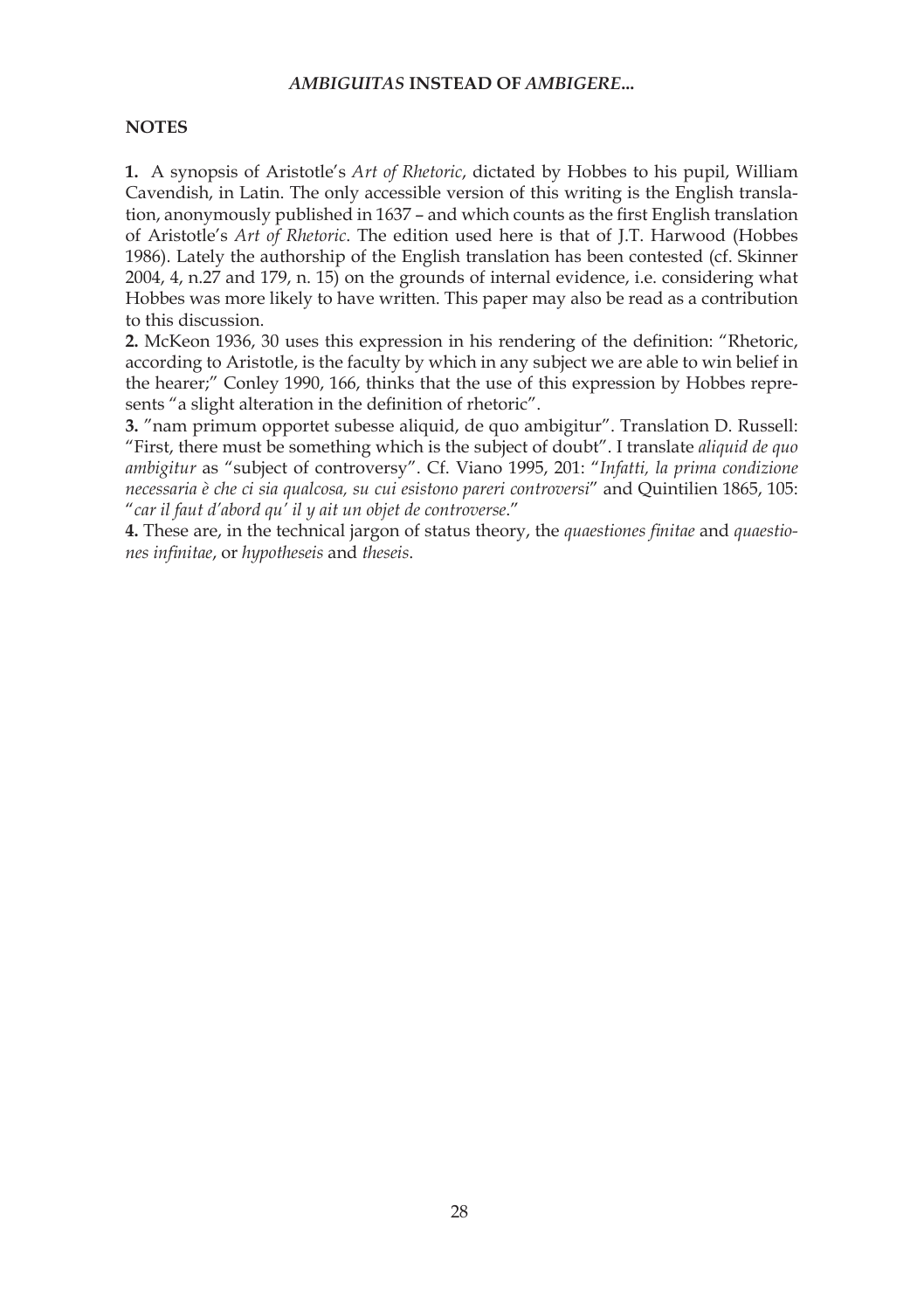## NOTES

**1.** A synopsis of Aristotle's *Art of Rhetoric*, dictated by Hobbes to his pupil, William Cavendish, in Latin. The only accessible version of this writing is the English translation, anonymously published in 1637 – and which counts as the first English translation of Aristotle's *Art of Rhetoric*. The edition used here is that of J.T. Harwood (Hobbes 1986). Lately the authorship of the English translation has been contested (cf. Skinner 2004, 4, n.27 and 179, n. 15) on the grounds of internal evidence, i.e. considering what Hobbes was more likely to have written. This paper may also be read as a contribution to this discussion.

**2.** McKeon 1936, 30 uses this expression in his rendering of the definition: "Rhetoric, according to Aristotle, is the faculty by which in any subject we are able to win belief in the hearer;" Conley 1990, 166, thinks that the use of this expression by Hobbes represents "a slight alteration in the definition of rhetoric".

**3.** "nam primum opportet subesse aliquid, de quo ambigitur". Translation D. Russell: "First, there must be something which is the subject of doubt". I translate *aliquid de quo ambigitur* as "subject of controversy". Cf. Viano 1995, 201: "*Infatti, la prima condizione necessaria è che ci sia qualcosa, su cui esistono pareri controversi*" and Quintilien 1865, 105: "*car il faut d'abord qu' il y ait un objet de controverse*."

**4.** These are, in the technical jargon of status theory, the *quaestiones finitae* and *quaestiones infinitae*, or *hypotheseis* and *theseis*.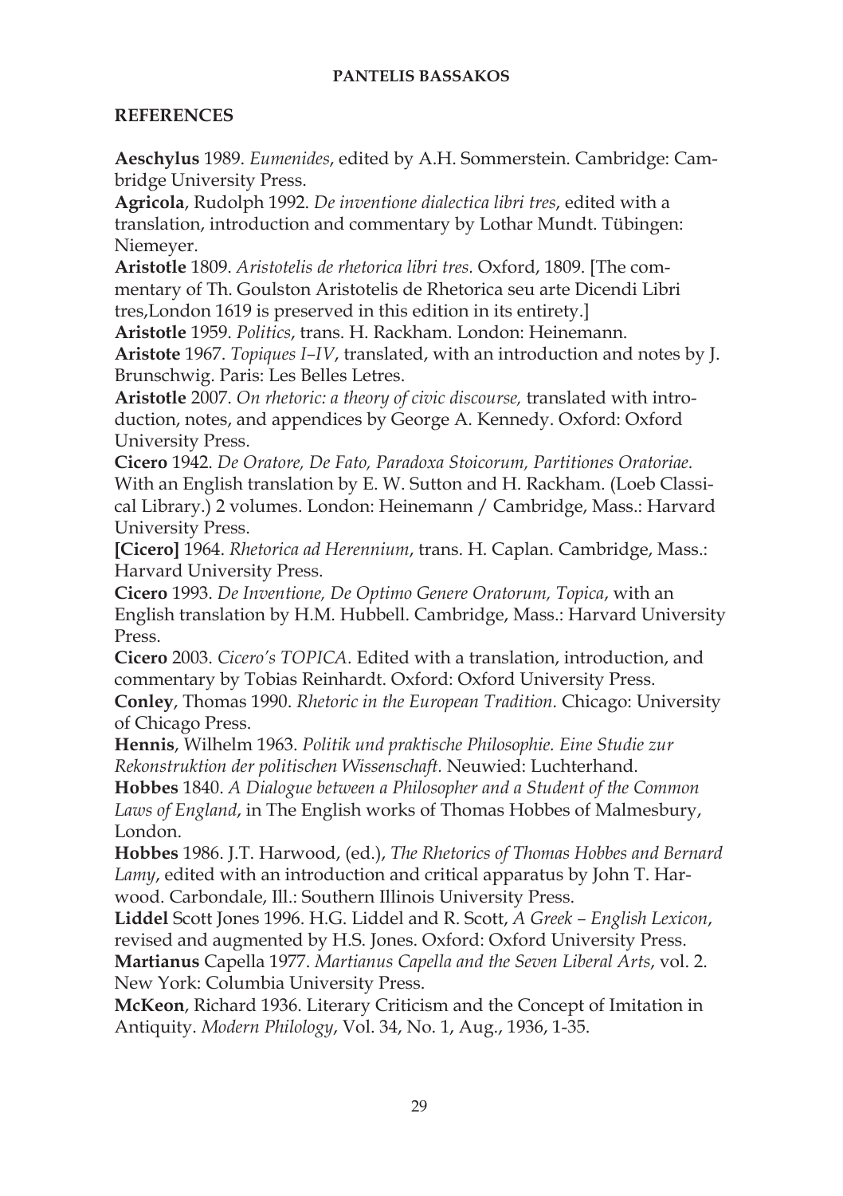## REFERENCES

**Aeschylus** 1989. *Eumenides*, edited by A.H. Sommerstein. Cambridge: Cambridge University Press.

**Agricola**, Rudolph 1992. *De inventione dialectica libri tres*, edited with a translation, introduction and commentary by Lothar Mundt. Tübingen: Niemeyer.

**Aristotle** 1809. *Aristotelis de rhetorica libri tres.* Oxford, 1809. [The commentary of Th. Goulston Aristotelis de Rhetorica seu arte Dicendi Libri tres,London 1619 is preserved in this edition in its entirety.]

**Aristotle** 1959. *Politics*, trans. H. Rackham. London: Heinemann.

**Aristote** 1967. *Topiques I–IV*, translated, with an introduction and notes by J. Brunschwig. Paris: Les Belles Letres.

**Aristotle** 2007. *On rhetoric: a theory of civic discourse,* translated with introduction, notes, and appendices by George A. Kennedy. Oxford: Oxford University Press.

**Cicero** 1942. *De Oratore, De Fato, Paradoxa Stoicorum, Partitiones Oratoriae.* With an English translation by E. W. Sutton and H. Rackham. (Loeb Classical Library.) 2 volumes. London: Heinemann / Cambridge, Mass.: Harvard University Press.

**[Cicero]** 1964. *Rhetorica ad Herennium*, trans. H. Caplan. Cambridge, Mass.: Harvard University Press.

**Cicero** 1993. *De Inventione, De Optimo Genere Oratorum, Topica*, with an English translation by H.M. Hubbell. Cambridge, Mass.: Harvard University Press.

**Cicero** 2003. *Cicero's TOPICA.* Edited with a translation, introduction, and commentary by Tobias Reinhardt. Oxford: Oxford University Press.

**Conley**, Thomas 1990. *Rhetoric in the European Tradition.* Chicago: University of Chicago Press.

**Hennis**, Wilhelm 1963. *Politik und praktische Philosophie. Eine Studie zur Rekonstruktion der politischen Wissenschaft.* Neuwied: Luchterhand.

**Hobbes** 1840. *A Dialogue between a Philosopher and a Student of the Common Laws of England*, in The English works of Thomas Hobbes of Malmesbury, London.

**Hobbes** 1986. J.T. Harwood, (ed.), *The Rhetorics of Thomas Hobbes and Bernard Lamy*, edited with an introduction and critical apparatus by John T. Harwood. Carbondale, Ill.: Southern Illinois University Press.

**Liddel** Scott Jones 1996. H.G. Liddel and R. Scott, *A Greek – English Lexicon*, revised and augmented by H.S. Jones. Oxford: Oxford University Press.

**Martianus** Capella 1977. *Martianus Capella and the Seven Liberal Arts*, vol. 2. New York: Columbia University Press.

**McKeon**, Richard 1936. Literary Criticism and the Concept of Imitation in Antiquity. *Modern Philology*, Vol. 34, No. 1, Aug., 1936, 1-35.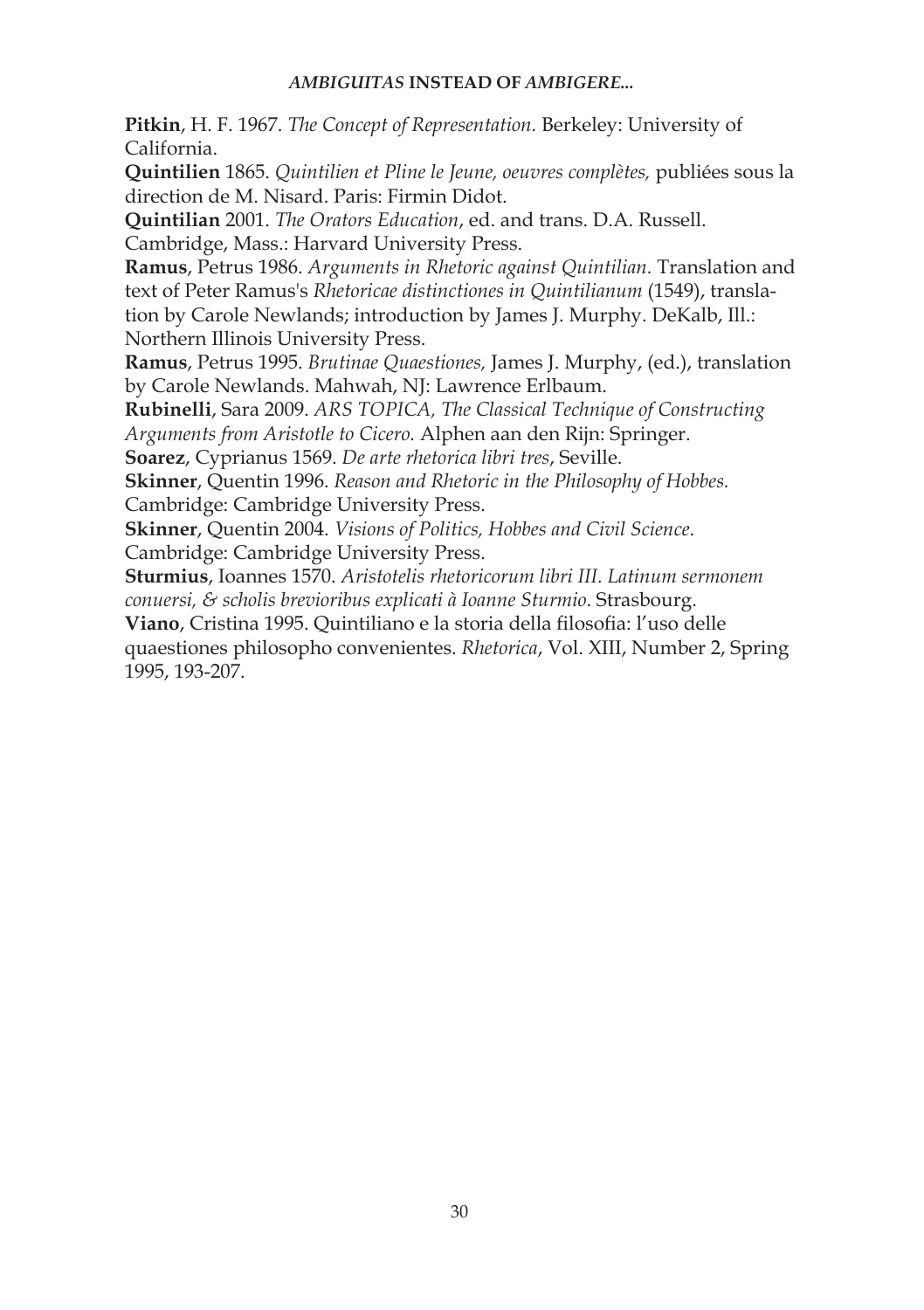**Pitkin**, H. F. 1967. *The Concept of Representation.* Berkeley: University of California.

**Quintilien** 1865. *Quintilien et Pline le Jeune, oeuvres complètes,* publiées sous la direction de M. Nisard. Paris: Firmin Didot.

**Quintilian** 2001. *The Orators Education*, ed. and trans. D.A. Russell. Cambridge, Mass.: Harvard University Press.

**Ramus**, Petrus 1986. *Arguments in Rhetoric against Quintilian.* Translation and text of Peter Ramus's *Rhetoricae distinctiones in Quintilianum* (1549), translation by Carole Newlands; introduction by James J. Murphy. DeKalb, Ill.: Northern Illinois University Press.

**Ramus**, Petrus 1995. *Brutinae Quaestiones,* James J. Murphy, (ed.), translation by Carole Newlands. Mahwah, NJ: Lawrence Erlbaum.

**Rubinelli**, Sara 2009. *ARS TOPICA, The Classical Technique of Constructing Arguments from Aristotle to Cicero.* Alphen aan den Rijn: Springer.

**Soarez**, Cyprianus 1569. *De arte rhetorica libri tres*, Seville.

**Skinner**, Quentin 1996. *Reason and Rhetoric in the Philosophy of Hobbes.* Cambridge: Cambridge University Press.

**Skinner**, Quentin 2004. *Visions of Politics, Hobbes and Civil Science*. Cambridge: Cambridge University Press.

**Sturmius**, Ioannes 1570. *Aristotelis rhetoricorum libri III. Latinum sermonem conuersi, & scholis brevioribus explicati à Ioanne Sturmio*. Strasbourg.

**Viano**, Cristina 1995. Quintiliano e la storia della filosofia: l'uso delle quaestiones philosopho convenientes. *Rhetorica*, Vol. XIII, Number 2, Spring 1995, 193-207.